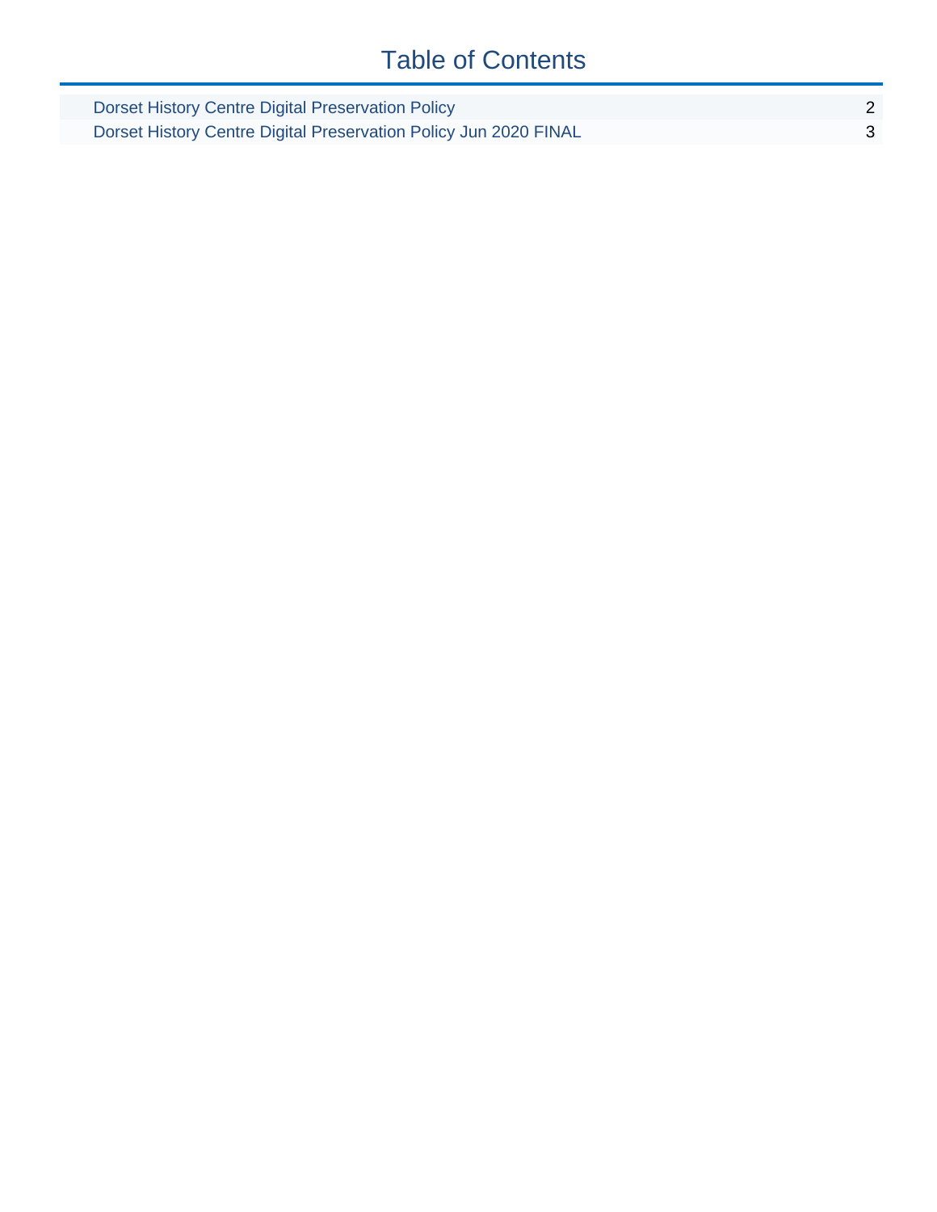# Table of Contents

| | |
|---|---|
| Dorset History Centre Digital Preservation Policy | 2 |
| Dorset History Centre Digital Preservation Policy Jun 2020 FINAL | 3 |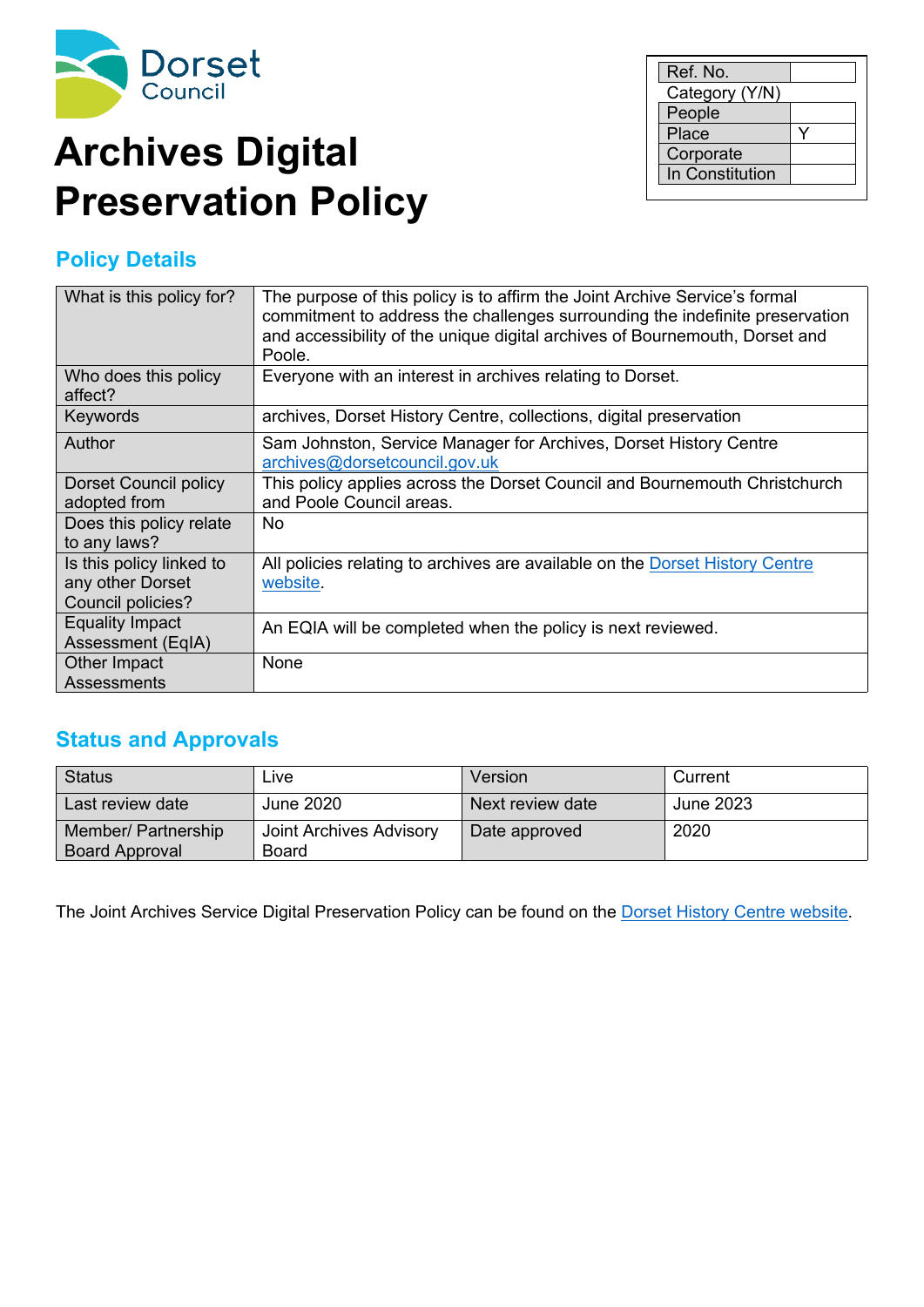Dorset Council

# Archives Digital Preservation Policy

| Ref. No. | |
|---|---|
| Category (Y/N) | |
| People | |
| Place | Y |
| Corporate | |
| In Constitution | |

## Policy Details

| | |
|---|---|
| What is this policy for? | The purpose of this policy is to affirm the Joint Archive Service's formal commitment to address the challenges surrounding the indefinite preservation and accessibility of the unique digital archives of Bournemouth, Dorset and Poole. |
| Who does this policy affect? | Everyone with an interest in archives relating to Dorset. |
| Keywords | archives, Dorset History Centre, collections, digital preservation |
| Author | Sam Johnston, Service Manager for Archives, Dorset History Centre [archives@dorsetcouncil.gov.uk](mailto:archives@dorsetcouncil.gov.uk) |
| Dorset Council policy adopted from | This policy applies across the Dorset Council and Bournemouth Christchurch and Poole Council areas. |
| Does this policy relate to any laws? | No |
| Is this policy linked to any other Dorset Council policies? | All policies relating to archives are available on the [Dorset History Centre website](). |
| Equality Impact Assessment (EqIA) | An EQIA will be completed when the policy is next reviewed. |
| Other Impact Assessments | None |

## Status and Approvals

| Status | Live | Version | Current |
|---|---|---|---|
| Last review date | June 2020 | Next review date | June 2023 |
| Member/ Partnership Board Approval | Joint Archives Advisory Board | Date approved | 2020 |

The Joint Archives Service Digital Preservation Policy can be found on the [Dorset History Centre website]().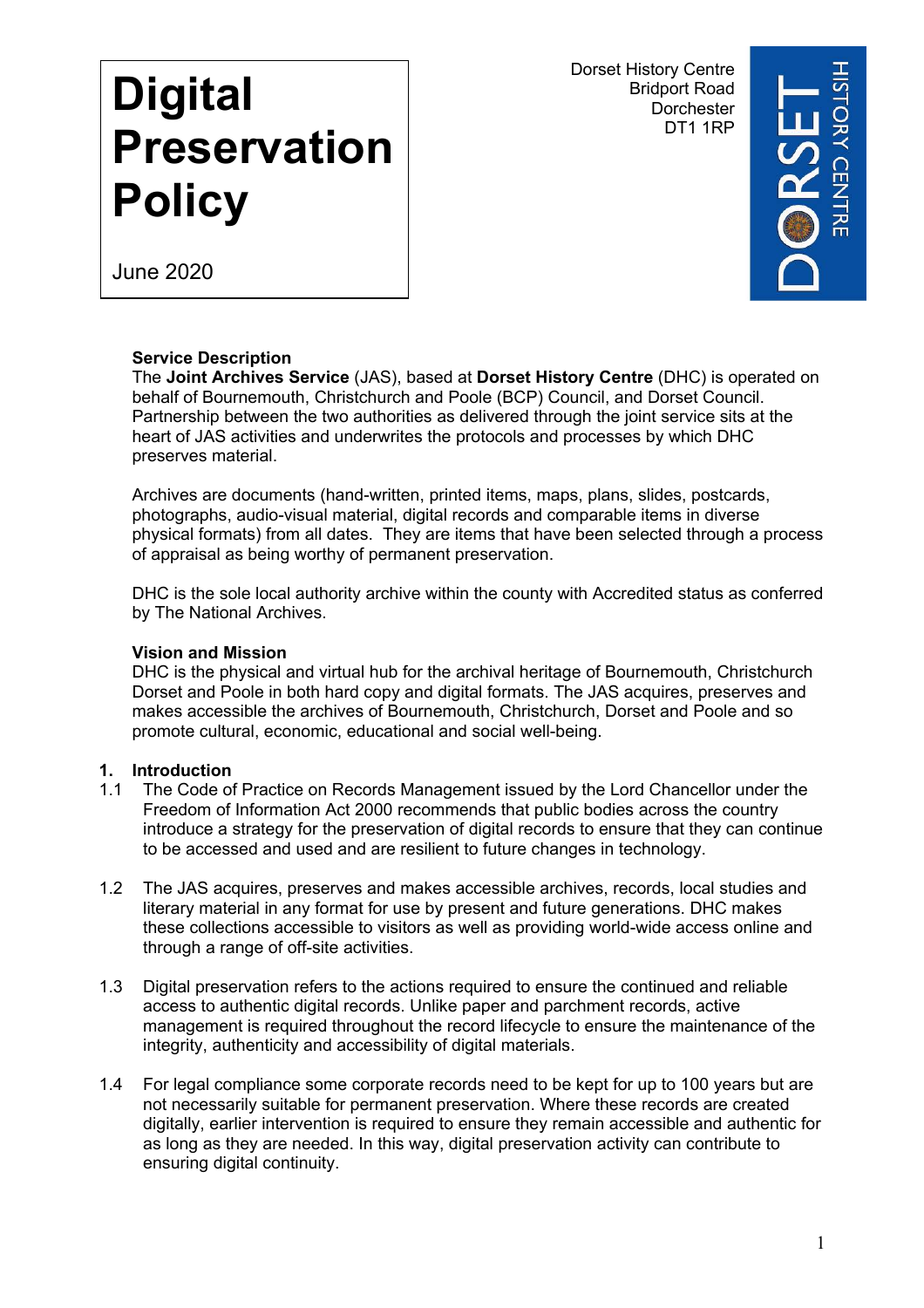# Digital Preservation Policy

June 2020

Dorset History Centre
Bridport Road
Dorchester
DT1 1RP

DORSET HISTORY CENTRE

**Service Description**

The **Joint Archives Service** (JAS), based at **Dorset History Centre** (DHC) is operated on behalf of Bournemouth, Christchurch and Poole (BCP) Council, and Dorset Council. Partnership between the two authorities as delivered through the joint service sits at the heart of JAS activities and underwrites the protocols and processes by which DHC preserves material.

Archives are documents (hand-written, printed items, maps, plans, slides, postcards, photographs, audio-visual material, digital records and comparable items in diverse physical formats) from all dates. They are items that have been selected through a process of appraisal as being worthy of permanent preservation.

DHC is the sole local authority archive within the county with Accredited status as conferred by The National Archives.

**Vision and Mission**

DHC is the physical and virtual hub for the archival heritage of Bournemouth, Christchurch Dorset and Poole in both hard copy and digital formats. The JAS acquires, preserves and makes accessible the archives of Bournemouth, Christchurch, Dorset and Poole and so promote cultural, economic, educational and social well-being.

## 1. Introduction

1.1 The Code of Practice on Records Management issued by the Lord Chancellor under the Freedom of Information Act 2000 recommends that public bodies across the country introduce a strategy for the preservation of digital records to ensure that they can continue to be accessed and used and are resilient to future changes in technology.

1.2 The JAS acquires, preserves and makes accessible archives, records, local studies and literary material in any format for use by present and future generations. DHC makes these collections accessible to visitors as well as providing world-wide access online and through a range of off-site activities.

1.3 Digital preservation refers to the actions required to ensure the continued and reliable access to authentic digital records. Unlike paper and parchment records, active management is required throughout the record lifecycle to ensure the maintenance of the integrity, authenticity and accessibility of digital materials.

1.4 For legal compliance some corporate records need to be kept for up to 100 years but are not necessarily suitable for permanent preservation. Where these records are created digitally, earlier intervention is required to ensure they remain accessible and authentic for as long as they are needed. In this way, digital preservation activity can contribute to ensuring digital continuity.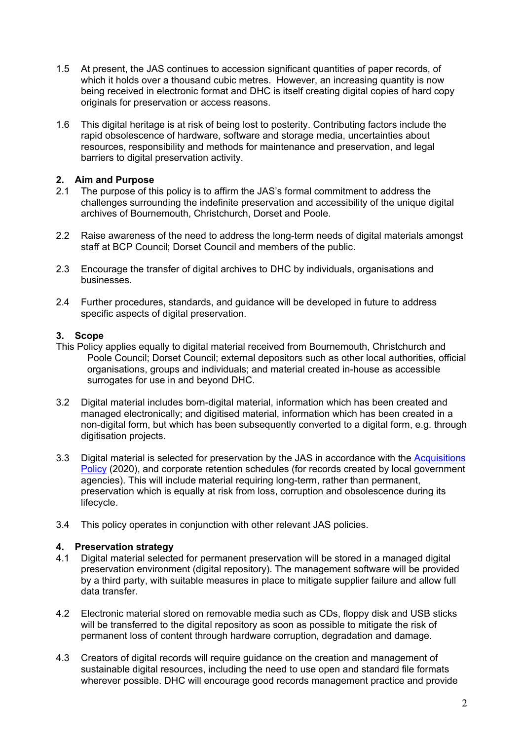1.5 At present, the JAS continues to accession significant quantities of paper records, of which it holds over a thousand cubic metres. However, an increasing quantity is now being received in electronic format and DHC is itself creating digital copies of hard copy originals for preservation or access reasons.

1.6 This digital heritage is at risk of being lost to posterity. Contributing factors include the rapid obsolescence of hardware, software and storage media, uncertainties about resources, responsibility and methods for maintenance and preservation, and legal barriers to digital preservation activity.

## 2. Aim and Purpose

2.1 The purpose of this policy is to affirm the JAS's formal commitment to address the challenges surrounding the indefinite preservation and accessibility of the unique digital archives of Bournemouth, Christchurch, Dorset and Poole.

2.2 Raise awareness of the need to address the long-term needs of digital materials amongst staff at BCP Council; Dorset Council and members of the public.

2.3 Encourage the transfer of digital archives to DHC by individuals, organisations and businesses.

2.4 Further procedures, standards, and guidance will be developed in future to address specific aspects of digital preservation.

## 3. Scope

This Policy applies equally to digital material received from Bournemouth, Christchurch and Poole Council; Dorset Council; external depositors such as other local authorities, official organisations, groups and individuals; and material created in-house as accessible surrogates for use in and beyond DHC.

3.2 Digital material includes born-digital material, information which has been created and managed electronically; and digitised material, information which has been created in a non-digital form, but which has been subsequently converted to a digital form, e.g. through digitisation projects.

3.3 Digital material is selected for preservation by the JAS in accordance with the Acquisitions Policy (2020), and corporate retention schedules (for records created by local government agencies). This will include material requiring long-term, rather than permanent, preservation which is equally at risk from loss, corruption and obsolescence during its lifecycle.

3.4 This policy operates in conjunction with other relevant JAS policies.

## 4. Preservation strategy

4.1 Digital material selected for permanent preservation will be stored in a managed digital preservation environment (digital repository). The management software will be provided by a third party, with suitable measures in place to mitigate supplier failure and allow full data transfer.

4.2 Electronic material stored on removable media such as CDs, floppy disk and USB sticks will be transferred to the digital repository as soon as possible to mitigate the risk of permanent loss of content through hardware corruption, degradation and damage.

4.3 Creators of digital records will require guidance on the creation and management of sustainable digital resources, including the need to use open and standard file formats wherever possible. DHC will encourage good records management practice and provide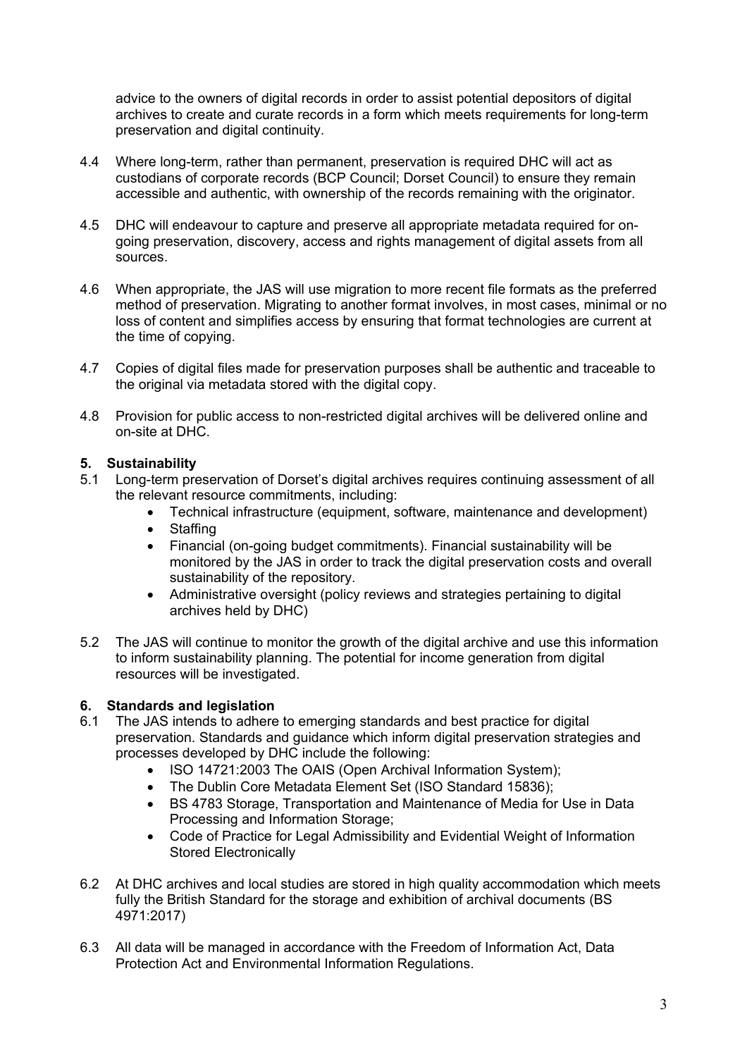advice to the owners of digital records in order to assist potential depositors of digital archives to create and curate records in a form which meets requirements for long-term preservation and digital continuity.

4.4 Where long-term, rather than permanent, preservation is required DHC will act as custodians of corporate records (BCP Council; Dorset Council) to ensure they remain accessible and authentic, with ownership of the records remaining with the originator.

4.5 DHC will endeavour to capture and preserve all appropriate metadata required for on-going preservation, discovery, access and rights management of digital assets from all sources.

4.6 When appropriate, the JAS will use migration to more recent file formats as the preferred method of preservation. Migrating to another format involves, in most cases, minimal or no loss of content and simplifies access by ensuring that format technologies are current at the time of copying.

4.7 Copies of digital files made for preservation purposes shall be authentic and traceable to the original via metadata stored with the digital copy.

4.8 Provision for public access to non-restricted digital archives will be delivered online and on-site at DHC.

## 5. Sustainability

5.1 Long-term preservation of Dorset's digital archives requires continuing assessment of all the relevant resource commitments, including:

- Technical infrastructure (equipment, software, maintenance and development)
- Staffing
- Financial (on-going budget commitments). Financial sustainability will be monitored by the JAS in order to track the digital preservation costs and overall sustainability of the repository.
- Administrative oversight (policy reviews and strategies pertaining to digital archives held by DHC)

5.2 The JAS will continue to monitor the growth of the digital archive and use this information to inform sustainability planning. The potential for income generation from digital resources will be investigated.

## 6. Standards and legislation

6.1 The JAS intends to adhere to emerging standards and best practice for digital preservation. Standards and guidance which inform digital preservation strategies and processes developed by DHC include the following:

- ISO 14721:2003 The OAIS (Open Archival Information System);
- The Dublin Core Metadata Element Set (ISO Standard 15836);
- BS 4783 Storage, Transportation and Maintenance of Media for Use in Data Processing and Information Storage;
- Code of Practice for Legal Admissibility and Evidential Weight of Information Stored Electronically

6.2 At DHC archives and local studies are stored in high quality accommodation which meets fully the British Standard for the storage and exhibition of archival documents (BS 4971:2017)

6.3 All data will be managed in accordance with the Freedom of Information Act, Data Protection Act and Environmental Information Regulations.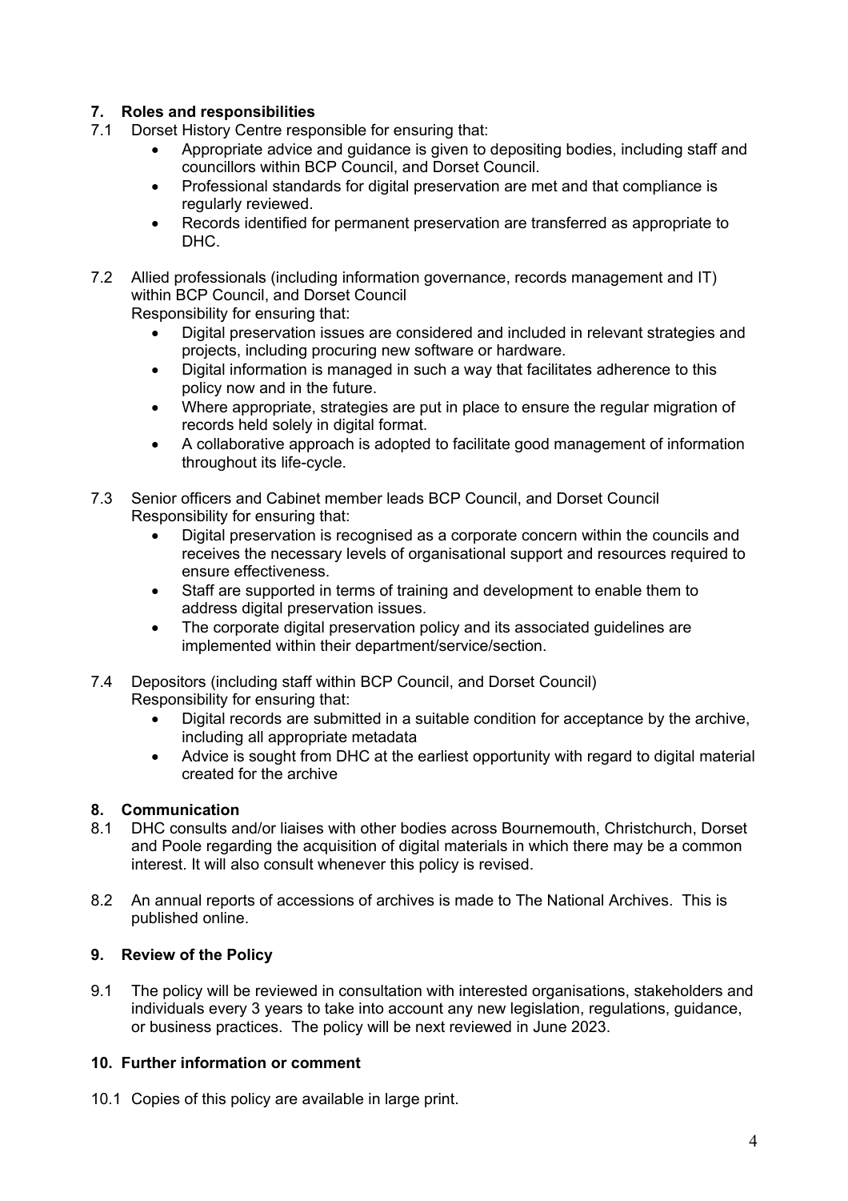## 7. Roles and responsibilities

7.1 Dorset History Centre responsible for ensuring that:

- Appropriate advice and guidance is given to depositing bodies, including staff and councillors within BCP Council, and Dorset Council.
- Professional standards for digital preservation are met and that compliance is regularly reviewed.
- Records identified for permanent preservation are transferred as appropriate to DHC.

7.2 Allied professionals (including information governance, records management and IT) within BCP Council, and Dorset Council

Responsibility for ensuring that:

- Digital preservation issues are considered and included in relevant strategies and projects, including procuring new software or hardware.
- Digital information is managed in such a way that facilitates adherence to this policy now and in the future.
- Where appropriate, strategies are put in place to ensure the regular migration of records held solely in digital format.
- A collaborative approach is adopted to facilitate good management of information throughout its life-cycle.

7.3 Senior officers and Cabinet member leads BCP Council, and Dorset Council

Responsibility for ensuring that:

- Digital preservation is recognised as a corporate concern within the councils and receives the necessary levels of organisational support and resources required to ensure effectiveness.
- Staff are supported in terms of training and development to enable them to address digital preservation issues.
- The corporate digital preservation policy and its associated guidelines are implemented within their department/service/section.

7.4 Depositors (including staff within BCP Council, and Dorset Council)

Responsibility for ensuring that:

- Digital records are submitted in a suitable condition for acceptance by the archive, including all appropriate metadata
- Advice is sought from DHC at the earliest opportunity with regard to digital material created for the archive

## 8. Communication

8.1 DHC consults and/or liaises with other bodies across Bournemouth, Christchurch, Dorset and Poole regarding the acquisition of digital materials in which there may be a common interest. It will also consult whenever this policy is revised.

8.2 An annual reports of accessions of archives is made to The National Archives. This is published online.

## 9. Review of the Policy

9.1 The policy will be reviewed in consultation with interested organisations, stakeholders and individuals every 3 years to take into account any new legislation, regulations, guidance, or business practices. The policy will be next reviewed in June 2023.

## 10. Further information or comment

10.1 Copies of this policy are available in large print.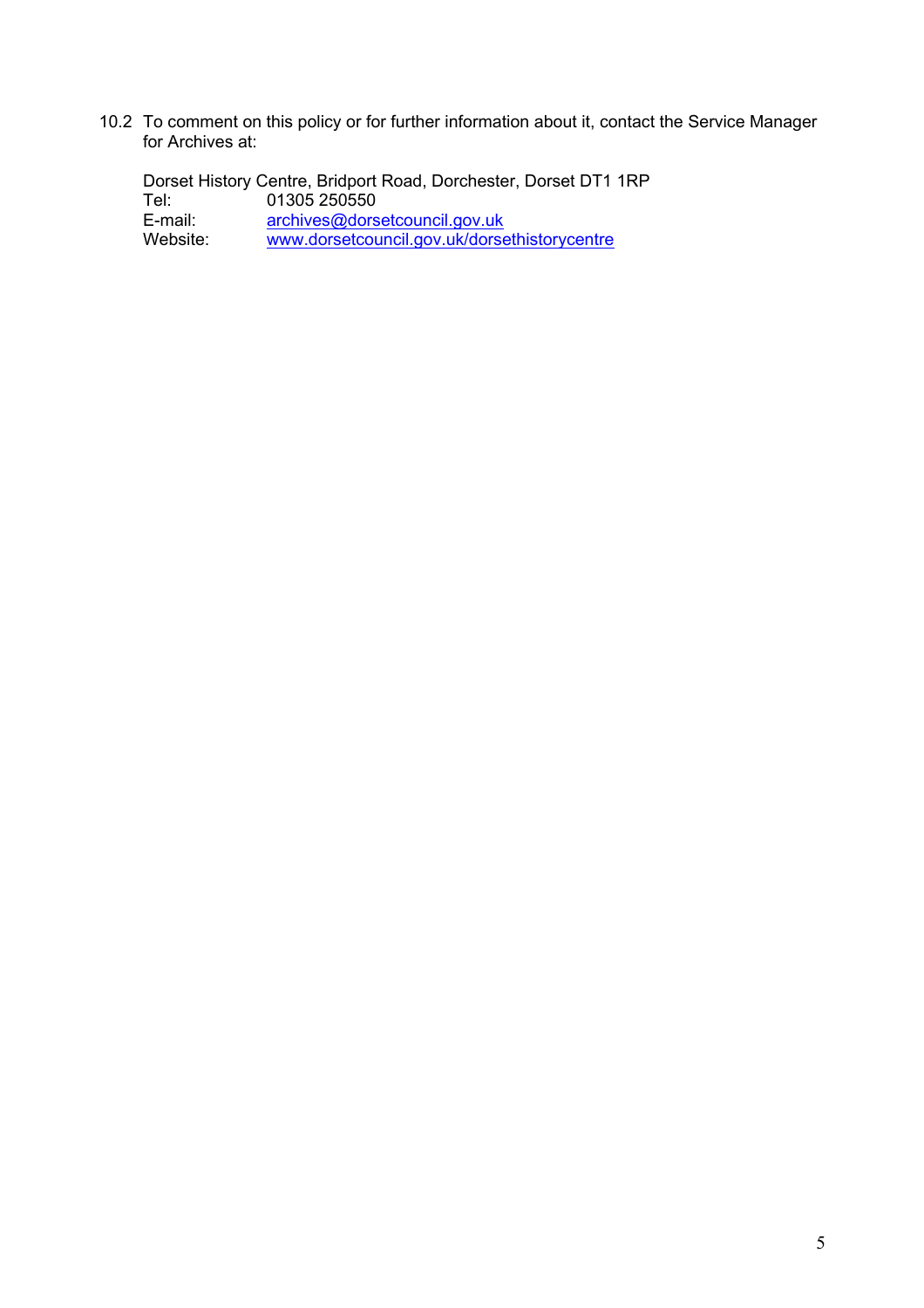10.2 To comment on this policy or for further information about it, contact the Service Manager for Archives at:

Dorset History Centre, Bridport Road, Dorchester, Dorset DT1 1RP
Tel: 01305 250550
E-mail: archives@dorsetcouncil.gov.uk
Website: www.dorsetcouncil.gov.uk/dorsethistorycentre